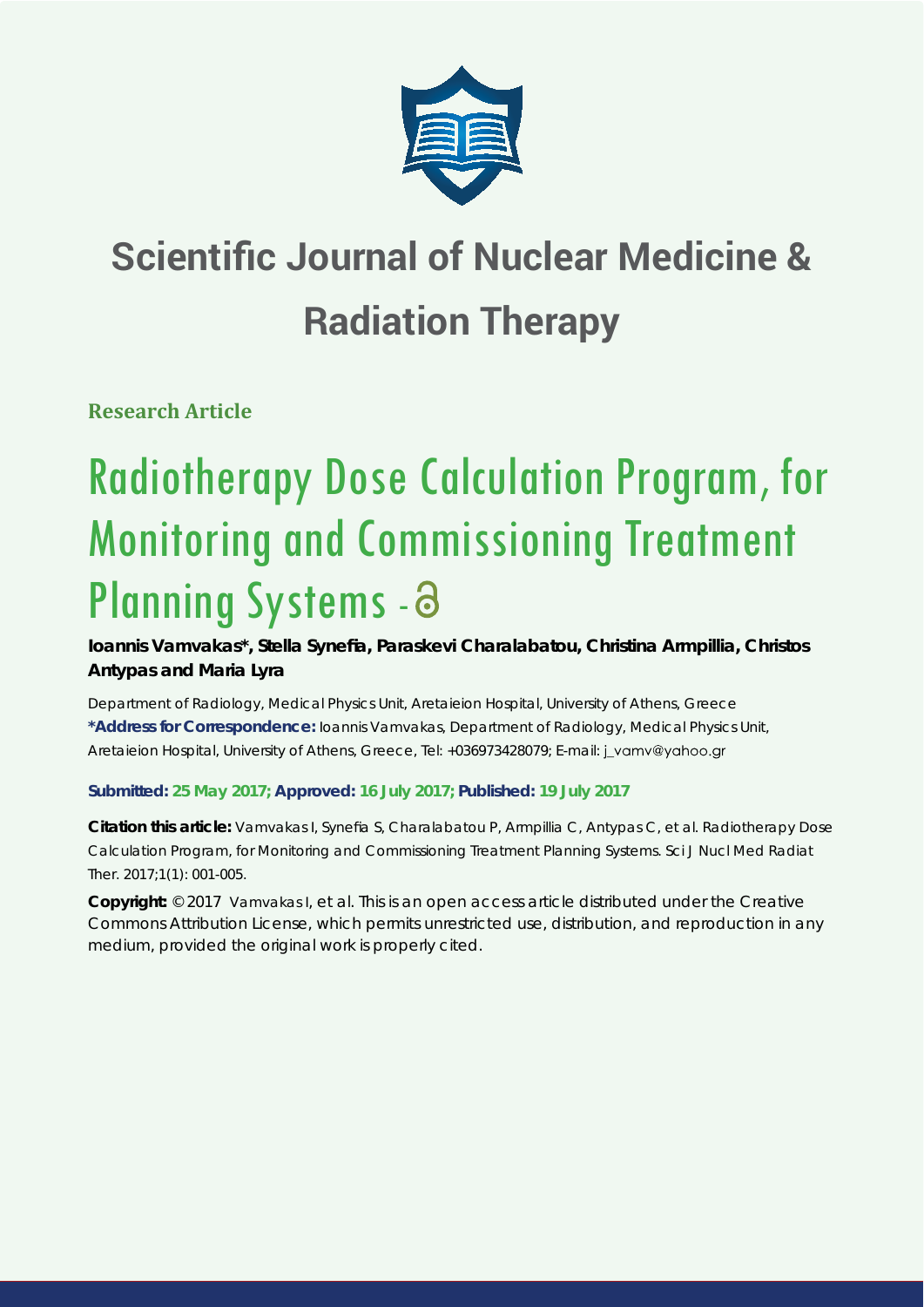# Scientific Journal of Nuclear Medicine & Radiation Therapy

**Research Article**

# Radiotherapy Dose Calculation Program, for Monitoring and Commissioning Treatment Planning Systems -

**Ioannis Vamvakas*, Stella Synefia, Paraskevi Charalabatou, Christina Armpillia, Christos Antypas and Maria Lyra**

Department of Radiology, Medical Physics Unit, Aretaieion Hospital, University of Athens, Greece
**\*Address for Correspondence:** Ioannis Vamvakas, Department of Radiology, Medical Physics Unit, Aretaieion Hospital, University of Athens, Greece, Tel: +036973428079; E-mail: j_vamv@yahoo.gr

**Submitted: 25 May 2017; Approved: 16 July 2017; Published: 19 July 2017**

**Citation this article:** Vamvakas I, Synefia S, Charalabatou P, Armpillia C, Antypas C, et al. Radiotherapy Dose Calculation Program, for Monitoring and Commissioning Treatment Planning Systems. Sci J Nucl Med Radiat Ther. 2017;1(1): 001-005.

**Copyright:** © 2017 Vamvakas I, et al. This is an open access article distributed under the Creative Commons Attribution License, which permits unrestricted use, distribution, and reproduction in any medium, provided the original work is properly cited.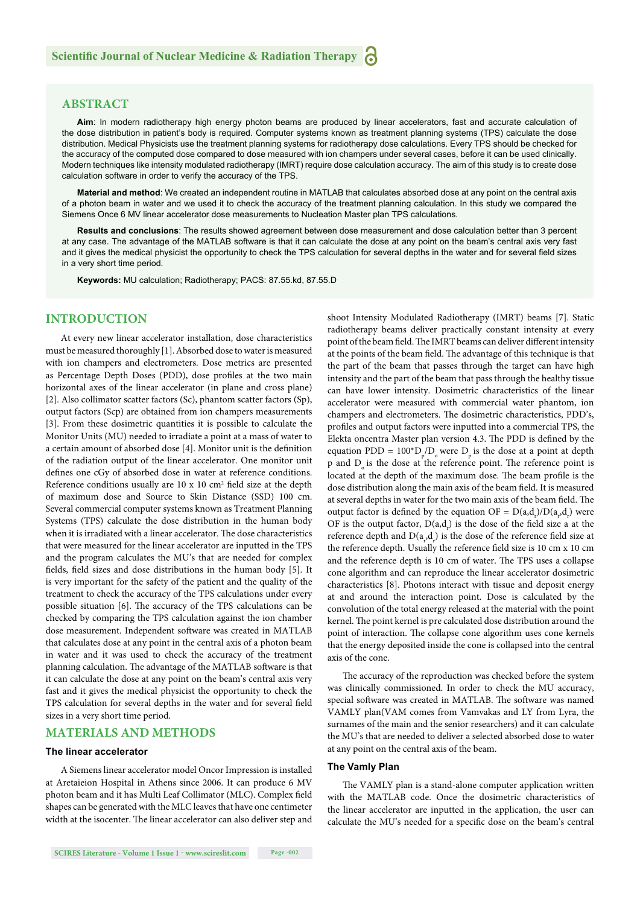## ABSTRACT

**Aim**: In modern radiotherapy high energy photon beams are produced by linear accelerators, fast and accurate calculation of the dose distribution in patient's body is required. Computer systems known as treatment planning systems (TPS) calculate the dose distribution. Medical Physicists use the treatment planning systems for radiotherapy dose calculations. Every TPS should be checked for the accuracy of the computed dose compared to dose measured with ion champers under several cases, before it can be used clinically. Modern techniques like intensity modulated radiotherapy (IMRT) require dose calculation accuracy. The aim of this study is to create dose calculation software in order to verify the accuracy of the TPS.

**Material and method**: We created an independent routine in MATLAB that calculates absorbed dose at any point on the central axis of a photon beam in water and we used it to check the accuracy of the treatment planning calculation. In this study we compared the Siemens Once 6 MV linear accelerator dose measurements to Nucleation Master plan TPS calculations.

**Results and conclusions**: The results showed agreement between dose measurement and dose calculation better than 3 percent at any case. The advantage of the MATLAB software is that it can calculate the dose at any point on the beam's central axis very fast and it gives the medical physicist the opportunity to check the TPS calculation for several depths in the water and for several field sizes in a very short time period.

**Keywords:** MU calculation; Radiotherapy; PACS: 87.55.kd, 87.55.D

## INTRODUCTION

At every new linear accelerator installation, dose characteristics must be measured thoroughly [1]. Absorbed dose to water is measured with ion champers and electrometers. Dose metrics are presented as Percentage Depth Doses (PDD), dose profiles at the two main horizontal axes of the linear accelerator (in plane and cross plane) [2]. Also collimator scatter factors (Sc), phantom scatter factors (Sp), output factors (Scp) are obtained from ion champers measurements [3]. From these dosimetric quantities it is possible to calculate the Monitor Units (MU) needed to irradiate a point at a mass of water to a certain amount of absorbed dose [4]. Monitor unit is the definition of the radiation output of the linear accelerator. One monitor unit defines one cGy of absorbed dose in water at reference conditions. Reference conditions usually are 10 x 10 cm$^2$ field size at the depth of maximum dose and Source to Skin Distance (SSD) 100 cm. Several commercial computer systems known as Treatment Planning Systems (TPS) calculate the dose distribution in the human body when it is irradiated with a linear accelerator. The dose characteristics that were measured for the linear accelerator are inputted in the TPS and the program calculates the MU's that are needed for complex fields, field sizes and dose distributions in the human body [5]. It is very important for the safety of the patient and the quality of the treatment to check the accuracy of the TPS calculations under every possible situation [6]. The accuracy of the TPS calculations can be checked by comparing the TPS calculation against the ion chamber dose measurement. Independent software was created in MATLAB that calculates dose at any point in the central axis of a photon beam in water and it was used to check the accuracy of the treatment planning calculation. The advantage of the MATLAB software is that it can calculate the dose at any point on the beam's central axis very fast and it gives the medical physicist the opportunity to check the TPS calculation for several depths in the water and for several field sizes in a very short time period.

## MATERIALS AND METHODS

### The linear accelerator

A Siemens linear accelerator model Oncor Impression is installed at Aretaieion Hospital in Athens since 2006. It can produce 6 MV photon beam and it has Multi Leaf Collimator (MLC). Complex field shapes can be generated with the MLC leaves that have one centimeter width at the isocenter. The linear accelerator can also deliver step and shoot Intensity Modulated Radiotherapy (IMRT) beams [7]. Static radiotherapy beams deliver practically constant intensity at every point of the beam field. The IMRT beams can deliver different intensity at the points of the beam field. The advantage of this technique is that the part of the beam that passes through the target can have high intensity and the part of the beam that pass through the healthy tissue can have lower intensity. Dosimetric characteristics of the linear accelerator were measured with commercial water phantom, ion champers and electrometers. The dosimetric characteristics, PDD's, profiles and output factors were inputted into a commercial TPS, the Elekta oncentra Master plan version 4.3. The PDD is defined by the equation PDD = $100{*}D_p/D_o$ were $D_p$ is the dose at a point at depth p and $D_o$ is the dose at the reference point. The reference point is located at the depth of the maximum dose. The beam profile is the dose distribution along the main axis of the beam field. It is measured at several depths in water for the two main axis of the beam field. The output factor is defined by the equation OF = $D(a,d_r)/D(a_r,d_r)$ were OF is the output factor, $D(a,d_r)$ is the dose of the field size a at the reference depth and $D(a_r,d_r)$ is the dose of the reference field size at the reference depth. Usually the reference field size is 10 cm x 10 cm and the reference depth is 10 cm of water. The TPS uses a collapse cone algorithm and can reproduce the linear accelerator dosimetric characteristics [8]. Photons interact with tissue and deposit energy at and around the interaction point. Dose is calculated by the convolution of the total energy released at the material with the point kernel. The point kernel is pre calculated dose distribution around the point of interaction. The collapse cone algorithm uses cone kernels that the energy deposited inside the cone is collapsed into the central axis of the cone.

The accuracy of the reproduction was checked before the system was clinically commissioned. In order to check the MU accuracy, special software was created in MATLAB. The software was named VAMLY plan(VAM comes from Vamvakas and LY from Lyra, the surnames of the main and the senior researchers) and it can calculate the MU's that are needed to deliver a selected absorbed dose to water at any point on the central axis of the beam.

### The Vamly Plan

The VAMLY plan is a stand-alone computer application written with the MATLAB code. Once the dosimetric characteristics of the linear accelerator are inputted in the application, the user can calculate the MU's needed for a specific dose on the beam's central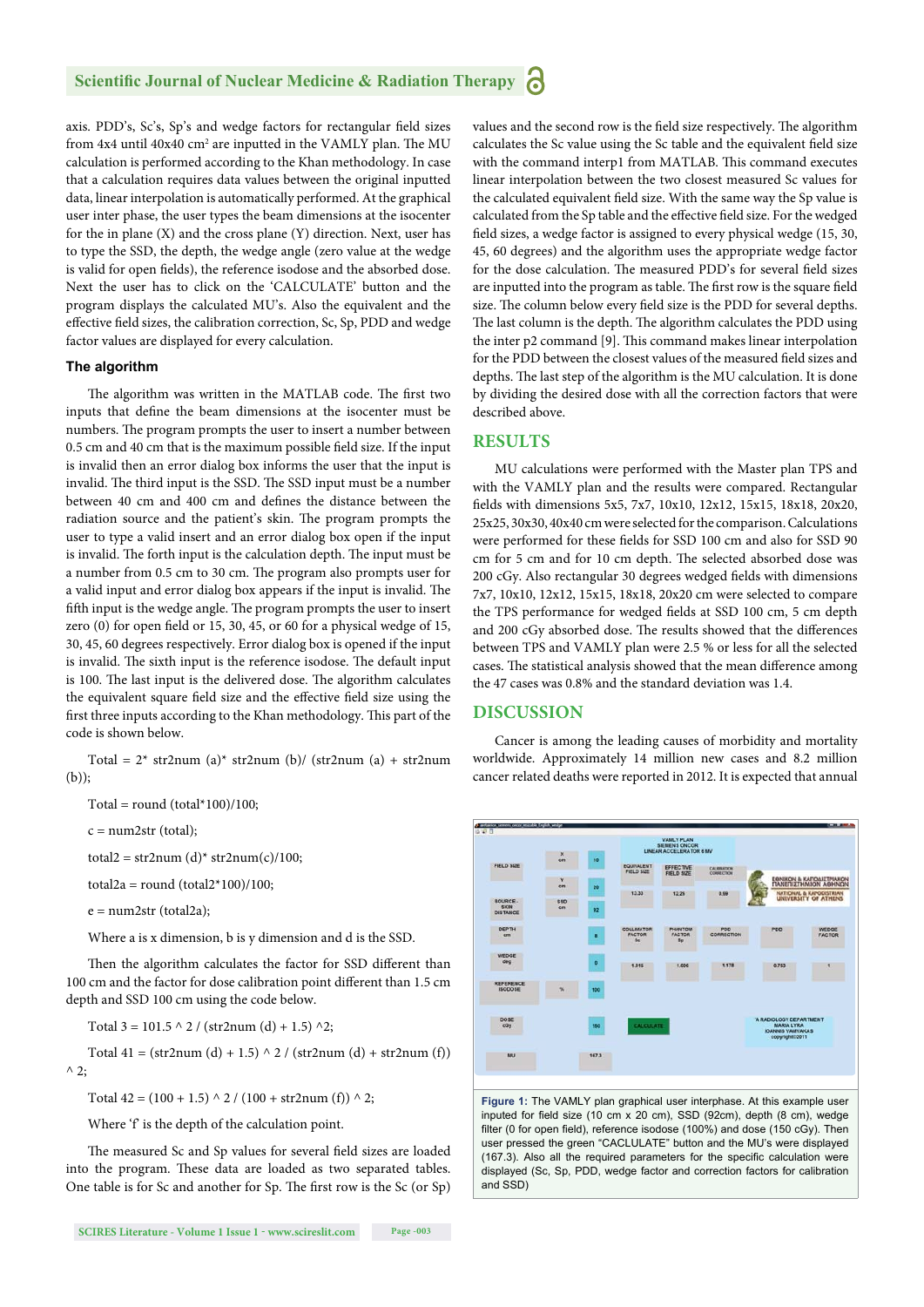axis. PDD's, Sc's, Sp's and wedge factors for rectangular field sizes from 4x4 until 40x40 cm² are inputted in the VAMLY plan. The MU calculation is performed according to the Khan methodology. In case that a calculation requires data values between the original inputted data, linear interpolation is automatically performed. At the graphical user inter phase, the user types the beam dimensions at the isocenter for the in plane (X) and the cross plane (Y) direction. Next, user has to type the SSD, the depth, the wedge angle (zero value at the wedge is valid for open fields), the reference isodose and the absorbed dose. Next the user has to click on the 'CALCULATE' button and the program displays the calculated MU's. Also the equivalent and the effective field sizes, the calibration correction, Sc, Sp, PDD and wedge factor values are displayed for every calculation.

### The algorithm

The algorithm was written in the MATLAB code. The first two inputs that define the beam dimensions at the isocenter must be numbers. The program prompts the user to insert a number between 0.5 cm and 40 cm that is the maximum possible field size. If the input is invalid then an error dialog box informs the user that the input is invalid. The third input is the SSD. The SSD input must be a number between 40 cm and 400 cm and defines the distance between the radiation source and the patient's skin. The program prompts the user to type a valid insert and an error dialog box open if the input is invalid. The forth input is the calculation depth. The input must be a number from 0.5 cm to 30 cm. The program also prompts user for a valid input and error dialog box appears if the input is invalid. The fifth input is the wedge angle. The program prompts the user to insert zero (0) for open field or 15, 30, 45, or 60 for a physical wedge of 15, 30, 45, 60 degrees respectively. Error dialog box is opened if the input is invalid. The sixth input is the reference isodose. The default input is 100. The last input is the delivered dose. The algorithm calculates the equivalent square field size and the effective field size using the first three inputs according to the Khan methodology. This part of the code is shown below.

```
Total = 2* str2num (a)* str2num (b)/ (str2num (a) + str2num (b));

Total = round (total*100)/100;

c = num2str (total);

total2 = str2num (d)* str2num(c)/100;

total2a = round (total2*100)/100;

e = num2str (total2a);
```

Where a is x dimension, b is y dimension and d is the SSD.

Then the algorithm calculates the factor for SSD different than 100 cm and the factor for dose calibration point different than 1.5 cm depth and SSD 100 cm using the code below.

```
Total 3 = 101.5 ^ 2 / (str2num (d) + 1.5) ^2;

Total 41 = (str2num (d) + 1.5) ^ 2 / (str2num (d) + str2num (f)) ^ 2;

Total 42 = (100 + 1.5) ^ 2 / (100 + str2num (f)) ^ 2;
```

Where 'f' is the depth of the calculation point.

The measured Sc and Sp values for several field sizes are loaded into the program. These data are loaded as two separated tables. One table is for Sc and another for Sp. The first row is the Sc (or Sp) values and the second row is the field size respectively. The algorithm calculates the Sc value using the Sc table and the equivalent field size with the command interp1 from MATLAB. This command executes linear interpolation between the two closest measured Sc values for the calculated equivalent field size. With the same way the Sp value is calculated from the Sp table and the effective field size. For the wedged field sizes, a wedge factor is assigned to every physical wedge (15, 30, 45, 60 degrees) and the algorithm uses the appropriate wedge factor for the dose calculation. The measured PDD's for several field sizes are inputted into the program as table. The first row is the square field size. The column below every field size is the PDD for several depths. The last column is the depth. The algorithm calculates the PDD using the inter p2 command [9]. This command makes linear interpolation for the PDD between the closest values of the measured field sizes and depths. The last step of the algorithm is the MU calculation. It is done by dividing the desired dose with all the correction factors that were described above.

## RESULTS

MU calculations were performed with the Master plan TPS and with the VAMLY plan and the results were compared. Rectangular fields with dimensions 5x5, 7x7, 10x10, 12x12, 15x15, 18x18, 20x20, 25x25, 30x30, 40x40 cm were selected for the comparison. Calculations were performed for these fields for SSD 100 cm and also for SSD 90 cm for 5 cm and for 10 cm depth. The selected absorbed dose was 200 cGy. Also rectangular 30 degrees wedged fields with dimensions 7x7, 10x10, 12x12, 15x15, 18x18, 20x20 cm were selected to compare the TPS performance for wedged fields at SSD 100 cm, 5 cm depth and 200 cGy absorbed dose. The results showed that the differences between TPS and VAMLY plan were 2.5 % or less for all the selected cases. The statistical analysis showed that the mean difference among the 47 cases was 0.8% and the standard deviation was 1.4.

## DISCUSSION

Cancer is among the leading causes of morbidity and mortality worldwide. Approximately 14 million new cases and 8.2 million cancer related deaths were reported in 2012. It is expected that annual

**Figure 1:** The VAMLY plan graphical user interphase. At this example user inputed for field size (10 cm x 20 cm), SSD (92cm), depth (8 cm), wedge filter (0 for open field), reference isodose (100%) and dose (150 cGy). Then user pressed the green "CACLULATE" button and the MU's were displayed (167.3). Also all the required parameters for the specific calculation were displayed (Sc, Sp, PDD, wedge factor and correction factors for calibration and SSD)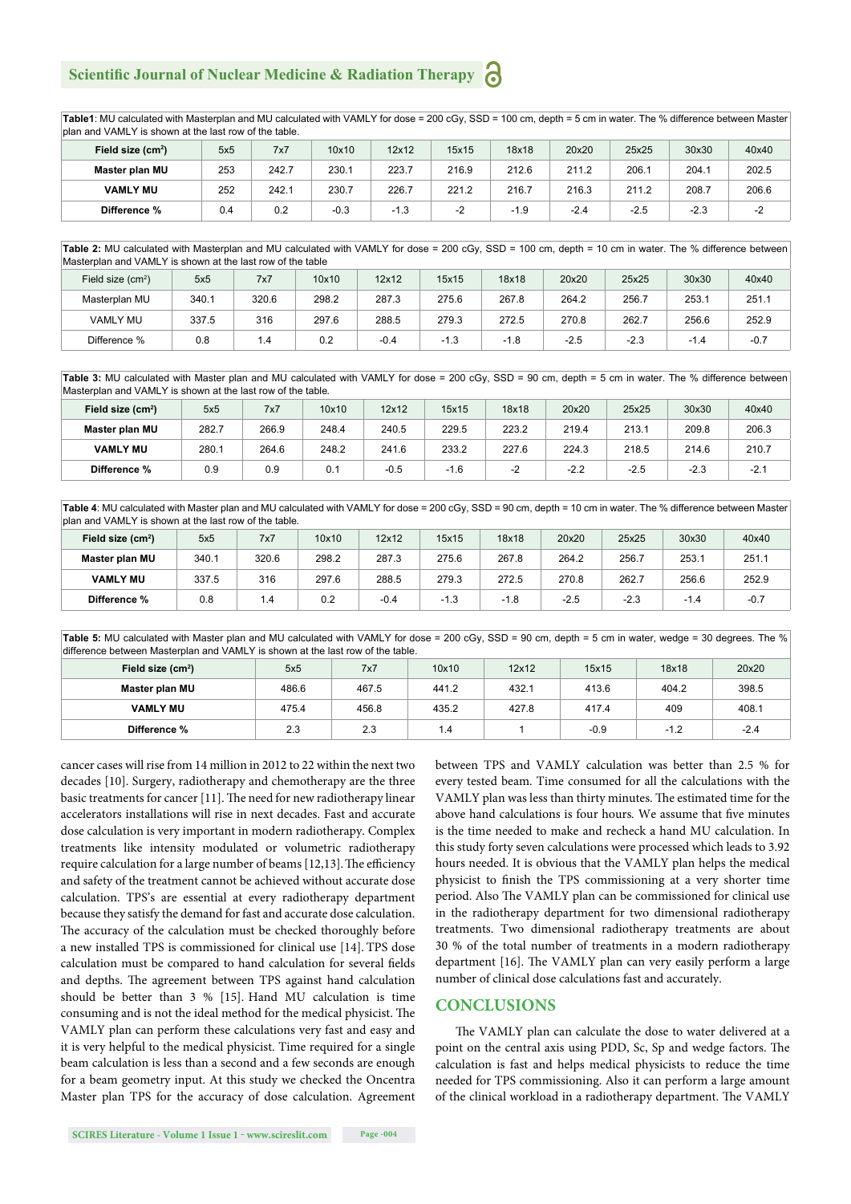**Table1**: MU calculated with Masterplan and MU calculated with VAMLY for dose = 200 cGy, SSD = 100 cm, depth = 5 cm in water. The % difference between Master plan and VAMLY is shown at the last row of the table.

| Field size (cm$^2$) | 5x5 | 7x7 | 10x10 | 12x12 | 15x15 | 18x18 | 20x20 | 25x25 | 30x30 | 40x40 |
|---|---|---|---|---|---|---|---|---|---|---|
| **Master plan MU** | 253 | 242.7 | 230.1 | 223.7 | 216.9 | 212.6 | 211.2 | 206.1 | 204.1 | 202.5 |
| **VAMLY MU** | 252 | 242.1 | 230.7 | 226.7 | 221.2 | 216.7 | 216.3 | 211.2 | 208.7 | 206.6 |
| **Difference %** | 0.4 | 0.2 | -0.3 | -1.3 | -2 | -1.9 | -2.4 | -2.5 | -2.3 | -2 |

**Table 2:** MU calculated with Masterplan and MU calculated with VAMLY for dose = 200 cGy, SSD = 100 cm, depth = 10 cm in water. The % difference between Masterplan and VAMLY is shown at the last row of the table

| Field size (cm$^2$) | 5x5 | 7x7 | 10x10 | 12x12 | 15x15 | 18x18 | 20x20 | 25x25 | 30x30 | 40x40 |
|---|---|---|---|---|---|---|---|---|---|---|
| Masterplan MU | 340.1 | 320.6 | 298.2 | 287.3 | 275.6 | 267.8 | 264.2 | 256.7 | 253.1 | 251.1 |
| VAMLY MU | 337.5 | 316 | 297.6 | 288.5 | 279.3 | 272.5 | 270.8 | 262.7 | 256.6 | 252.9 |
| Difference % | 0.8 | 1.4 | 0.2 | -0.4 | -1.3 | -1.8 | -2.5 | -2.3 | -1.4 | -0.7 |

**Table 3:** MU calculated with Master plan and MU calculated with VAMLY for dose = 200 cGy, SSD = 90 cm, depth = 5 cm in water. The % difference between Masterplan and VAMLY is shown at the last row of the table.

| Field size (cm$^2$) | 5x5 | 7x7 | 10x10 | 12x12 | 15x15 | 18x18 | 20x20 | 25x25 | 30x30 | 40x40 |
|---|---|---|---|---|---|---|---|---|---|---|
| **Master plan MU** | 282.7 | 266.9 | 248.4 | 240.5 | 229.5 | 223.2 | 219.4 | 213.1 | 209.8 | 206.3 |
| **VAMLY MU** | 280.1 | 264.6 | 248.2 | 241.6 | 233.2 | 227.6 | 224.3 | 218.5 | 214.6 | 210.7 |
| **Difference %** | 0.9 | 0.9 | 0.1 | -0.5 | -1.6 | -2 | -2.2 | -2.5 | -2.3 | -2.1 |

**Table 4**: MU calculated with Master plan and MU calculated with VAMLY for dose = 200 cGy, SSD = 90 cm, depth = 10 cm in water. The % difference between Master plan and VAMLY is shown at the last row of the table.

| Field size (cm$^2$) | 5x5 | 7x7 | 10x10 | 12x12 | 15x15 | 18x18 | 20x20 | 25x25 | 30x30 | 40x40 |
|---|---|---|---|---|---|---|---|---|---|---|
| **Master plan MU** | 340.1 | 320.6 | 298.2 | 287.3 | 275.6 | 267.8 | 264.2 | 256.7 | 253.1 | 251.1 |
| **VAMLY MU** | 337.5 | 316 | 297.6 | 288.5 | 279.3 | 272.5 | 270.8 | 262.7 | 256.6 | 252.9 |
| **Difference %** | 0.8 | 1.4 | 0.2 | -0.4 | -1.3 | -1.8 | -2.5 | -2.3 | -1.4 | -0.7 |

**Table 5:** MU calculated with Master plan and MU calculated with VAMLY for dose = 200 cGy, SSD = 90 cm, depth = 5 cm in water, wedge = 30 degrees. The % difference between Masterplan and VAMLY is shown at the last row of the table.

| Field size (cm$^2$) | 5x5 | 7x7 | 10x10 | 12x12 | 15x15 | 18x18 | 20x20 |
|---|---|---|---|---|---|---|---|
| **Master plan MU** | 486.6 | 467.5 | 441.2 | 432.1 | 413.6 | 404.2 | 398.5 |
| **VAMLY MU** | 475.4 | 456.8 | 435.2 | 427.8 | 417.4 | 409 | 408.1 |
| **Difference %** | 2.3 | 2.3 | 1.4 | 1 | -0.9 | -1.2 | -2.4 |

cancer cases will rise from 14 million in 2012 to 22 within the next two decades [10]. Surgery, radiotherapy and chemotherapy are the three basic treatments for cancer [11]. The need for new radiotherapy linear accelerators installations will rise in next decades. Fast and accurate dose calculation is very important in modern radiotherapy. Complex treatments like intensity modulated or volumetric radiotherapy require calculation for a large number of beams [12,13]. The efficiency and safety of the treatment cannot be achieved without accurate dose calculation. TPS's are essential at every radiotherapy department because they satisfy the demand for fast and accurate dose calculation. The accuracy of the calculation must be checked thoroughly before a new installed TPS is commissioned for clinical use [14]. TPS dose calculation must be compared to hand calculation for several fields and depths. The agreement between TPS against hand calculation should be better than 3 % [15]. Hand MU calculation is time consuming and is not the ideal method for the medical physicist. The VAMLY plan can perform these calculations very fast and easy and it is very helpful to the medical physicist. Time required for a single beam calculation is less than a second and a few seconds are enough for a beam geometry input. At this study we checked the Oncentra Master plan TPS for the accuracy of dose calculation. Agreement between TPS and VAMLY calculation was better than 2.5 % for every tested beam. Time consumed for all the calculations with the VAMLY plan was less than thirty minutes. The estimated time for the above hand calculations is four hours. We assume that five minutes is the time needed to make and recheck a hand MU calculation. In this study forty seven calculations were processed which leads to 3.92 hours needed. It is obvious that the VAMLY plan helps the medical physicist to finish the TPS commissioning at a very shorter time period. Also The VAMLY plan can be commissioned for clinical use in the radiotherapy department for two dimensional radiotherapy treatments. Two dimensional radiotherapy treatments are about 30 % of the total number of treatments in a modern radiotherapy department [16]. The VAMLY plan can very easily perform a large number of clinical dose calculations fast and accurately.

## CONCLUSIONS

The VAMLY plan can calculate the dose to water delivered at a point on the central axis using PDD, Sc, Sp and wedge factors. The calculation is fast and helps medical physicists to reduce the time needed for TPS commissioning. Also it can perform a large amount of the clinical workload in a radiotherapy department. The VAMLY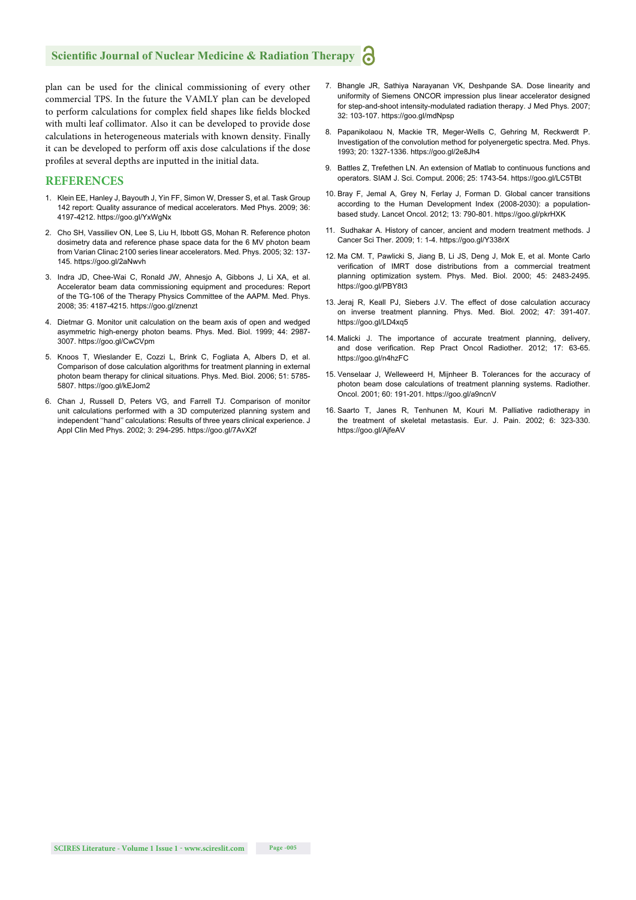plan can be used for the clinical commissioning of every other commercial TPS. In the future the VAMLY plan can be developed to perform calculations for complex field shapes like fields blocked with multi leaf collimator. Also it can be developed to provide dose calculations in heterogeneous materials with known density. Finally it can be developed to perform off axis dose calculations if the dose profiles at several depths are inputted in the initial data.

## REFERENCES

1. Klein EE, Hanley J, Bayouth J, Yin FF, Simon W, Dresser S, et al. Task Group 142 report: Quality assurance of medical accelerators. Med Phys. 2009; 36: 4197-4212. https://goo.gl/YxWgNx
2. Cho SH, Vassiliev ON, Lee S, Liu H, Ibbott GS, Mohan R. Reference photon dosimetry data and reference phase space data for the 6 MV photon beam from Varian Clinac 2100 series linear accelerators. Med. Phys. 2005; 32: 137-145. https://goo.gl/2aNwvh
3. Indra JD, Chee-Wai C, Ronald JW, Ahnesjo A, Gibbons J, Li XA, et al. Accelerator beam data commissioning equipment and procedures: Report of the TG-106 of the Therapy Physics Committee of the AAPM. Med. Phys. 2008; 35: 4187-4215. https://goo.gl/znenzt
4. Dietmar G. Monitor unit calculation on the beam axis of open and wedged asymmetric high-energy photon beams. Phys. Med. Biol. 1999; 44: 2987-3007. https://goo.gl/CwCVpm
5. Knoos T, Wieslander E, Cozzi L, Brink C, Fogliata A, Albers D, et al. Comparison of dose calculation algorithms for treatment planning in external photon beam therapy for clinical situations. Phys. Med. Biol. 2006; 51: 5785-5807. https://goo.gl/kEJom2
6. Chan J, Russell D, Peters VG, and Farrell TJ. Comparison of monitor unit calculations performed with a 3D computerized planning system and independent ''hand'' calculations: Results of three years clinical experience. J Appl Clin Med Phys. 2002; 3: 294-295. https://goo.gl/7AvX2f
7. Bhangle JR, Sathiya Narayanan VK, Deshpande SA. Dose linearity and uniformity of Siemens ONCOR impression plus linear accelerator designed for step-and-shoot intensity-modulated radiation therapy. J Med Phys. 2007; 32: 103-107. https://goo.gl/mdNpsp
8. Papanikolaou N, Mackie TR, Meger-Wells C, Gehring M, Reckwerdt P. Investigation of the convolution method for polyenergetic spectra. Med. Phys. 1993; 20: 1327-1336. https://goo.gl/2e8Jh4
9. Battles Z, Trefethen LN. An extension of Matlab to continuous functions and operators. SIAM J. Sci. Comput. 2006; 25: 1743-54. https://goo.gl/LC5TBt
10. Bray F, Jemal A, Grey N, Ferlay J, Forman D. Global cancer transitions according to the Human Development Index (2008-2030): a population-based study. Lancet Oncol. 2012; 13: 790-801. https://goo.gl/pkrHXK
11. Sudhakar A. History of cancer, ancient and modern treatment methods. J Cancer Sci Ther. 2009; 1: 1-4. https://goo.gl/Y338rX
12. Ma CM. T, Pawlicki S, Jiang B, Li JS, Deng J, Mok E, et al. Monte Carlo verification of IMRT dose distributions from a commercial treatment planning optimization system. Phys. Med. Biol. 2000; 45: 2483-2495. https://goo.gl/PBY8t3
13. Jeraj R, Keall PJ, Siebers J.V. The effect of dose calculation accuracy on inverse treatment planning. Phys. Med. Biol. 2002; 47: 391-407. https://goo.gl/LD4xq5
14. Malicki J. The importance of accurate treatment planning, delivery, and dose verification. Rep Pract Oncol Radiother. 2012; 17: 63-65. https://goo.gl/n4hzFC
15. Venselaar J, Welleweerd H, Mijnheer B. Tolerances for the accuracy of photon beam dose calculations of treatment planning systems. Radiother. Oncol. 2001; 60: 191-201. https://goo.gl/a9ncnV
16. Saarto T, Janes R, Tenhunen M, Kouri M. Palliative radiotherapy in the treatment of skeletal metastasis. Eur. J. Pain. 2002; 6: 323-330. https://goo.gl/AjfeAV